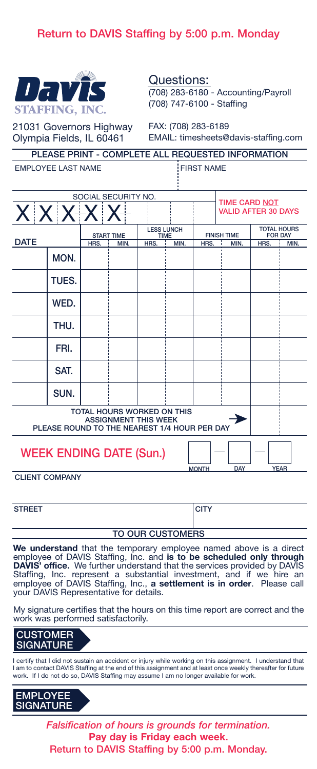**Return to DAVIS Staffing by 5:00 p.m. Monday**

**Davis STAFFING, INC.**

21031 Governors Highway
Olympia Fields, IL 60461

Questions:
(708) 283-6180 - Accounting/Payroll
(708) 747-6100 - Staffing

FAX: (708) 283-6189
EMAIL: timesheets@davis-staffing.com

**PLEASE PRINT - COMPLETE ALL REQUESTED INFORMATION**

EMPLOYEE LAST NAME | FIRST NAME

SOCIAL SECURITY NO.: X X X - X X -

**TIME CARD NOT VALID AFTER 30 DAYS**

| DATE | | START TIME | | LESS LUNCH TIME | | FINISH TIME | | TOTAL HOURS FOR DAY | |
|---|---|---|---|---|---|---|---|---|---|
| | | HRS. | MIN. | HRS. | MIN. | HRS. | MIN. | HRS. | MIN. |
| | MON. | | | | | | | | |
| | TUES. | | | | | | | | |
| | WED. | | | | | | | | |
| | THU. | | | | | | | | |
| | FRI. | | | | | | | | |
| | SAT. | | | | | | | | |
| | SUN. | | | | | | | | |
| TOTAL HOURS WORKED ON THIS ASSIGNMENT THIS WEEK<br>PLEASE ROUND TO THE NEAREST 1/4 HOUR PER DAY → | | | | | | | | | |

**WEEK ENDING DATE (Sun.)** ____ – ____ – ____
MONTH DAY YEAR

CLIENT COMPANY

STREET | CITY

**TO OUR CUSTOMERS**

**We understand** that the temporary employee named above is a direct employee of DAVIS Staffing, Inc. and **is to be scheduled only through DAVIS' office.** We further understand that the services provided by DAVIS Staffing, Inc. represent a substantial investment, and if we hire an employee of DAVIS Staffing, Inc., **a settlement is in order**. Please call your DAVIS Representative for details.

My signature certifies that the hours on this time report are correct and the work was performed satisfactorily.

**CUSTOMER SIGNATURE**

I certify that I did not sustain an accident or injury while working on this assignment. I understand that I am to contact DAVIS Staffing at the end of this assignment and at least once weekly thereafter for future work. If I do not do so, DAVIS Staffing may assume I am no longer available for work.

**EMPLOYEE SIGNATURE**

***Falsification of hours is grounds for termination.***
**Pay day is Friday each week.**
**Return to DAVIS Staffing by 5:00 p.m. Monday.**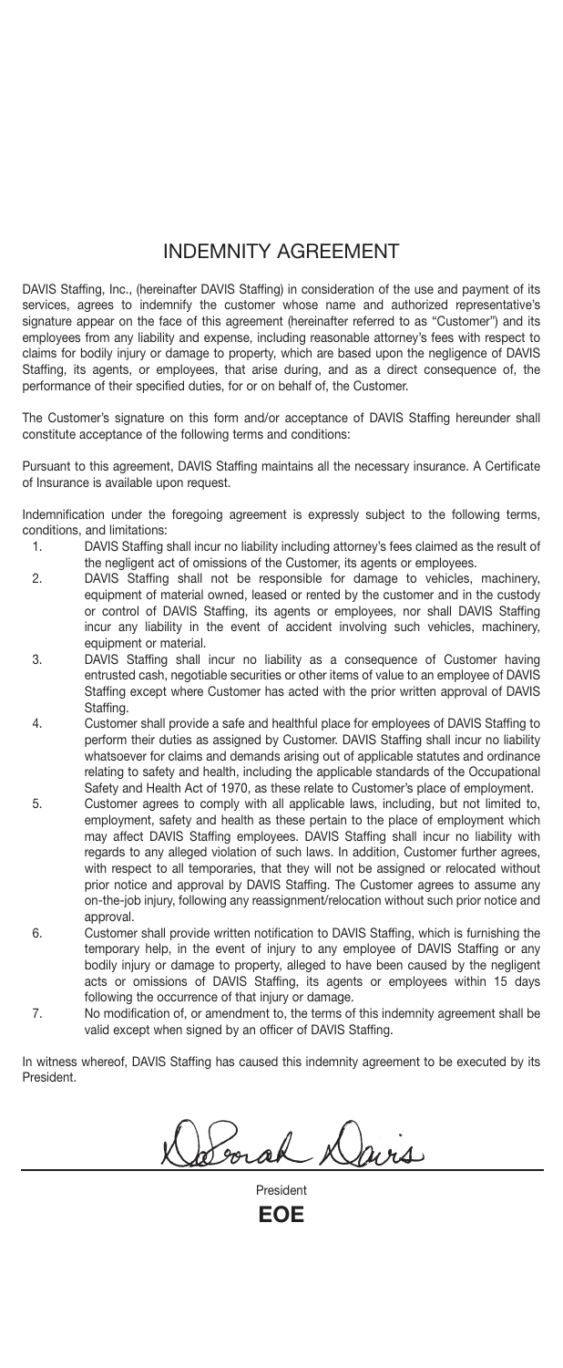# INDEMNITY AGREEMENT

DAVIS Staffing, Inc., (hereinafter DAVIS Staffing) in consideration of the use and payment of its services, agrees to indemnify the customer whose name and authorized representative's signature appear on the face of this agreement (hereinafter referred to as "Customer") and its employees from any liability and expense, including reasonable attorney's fees with respect to claims for bodily injury or damage to property, which are based upon the negligence of DAVIS Staffing, its agents, or employees, that arise during, and as a direct consequence of, the performance of their specified duties, for or on behalf of, the Customer.

The Customer's signature on this form and/or acceptance of DAVIS Staffing hereunder shall constitute acceptance of the following terms and conditions:

Pursuant to this agreement, DAVIS Staffing maintains all the necessary insurance. A Certificate of Insurance is available upon request.

Indemnification under the foregoing agreement is expressly subject to the following terms, conditions, and limitations:

1. DAVIS Staffing shall incur no liability including attorney's fees claimed as the result of the negligent act of omissions of the Customer, its agents or employees.
2. DAVIS Staffing shall not be responsible for damage to vehicles, machinery, equipment of material owned, leased or rented by the customer and in the custody or control of DAVIS Staffing, its agents or employees, nor shall DAVIS Staffing incur any liability in the event of accident involving such vehicles, machinery, equipment or material.
3. DAVIS Staffing shall incur no liability as a consequence of Customer having entrusted cash, negotiable securities or other items of value to an employee of DAVIS Staffing except where Customer has acted with the prior written approval of DAVIS Staffing.
4. Customer shall provide a safe and healthful place for employees of DAVIS Staffing to perform their duties as assigned by Customer. DAVIS Staffing shall incur no liability whatsoever for claims and demands arising out of applicable statutes and ordinance relating to safety and health, including the applicable standards of the Occupational Safety and Health Act of 1970, as these relate to Customer's place of employment.
5. Customer agrees to comply with all applicable laws, including, but not limited to, employment, safety and health as these pertain to the place of employment which may affect DAVIS Staffing employees. DAVIS Staffing shall incur no liability with regards to any alleged violation of such laws. In addition, Customer further agrees, with respect to all temporaries, that they will not be assigned or relocated without prior notice and approval by DAVIS Staffing. The Customer agrees to assume any on-the-job injury, following any reassignment/relocation without such prior notice and approval.
6. Customer shall provide written notification to DAVIS Staffing, which is furnishing the temporary help, in the event of injury to any employee of DAVIS Staffing or any bodily injury or damage to property, alleged to have been caused by the negligent acts or omissions of DAVIS Staffing, its agents or employees within 15 days following the occurrence of that injury or damage.
7. No modification of, or amendment to, the terms of this indemnity agreement shall be valid except when signed by an officer of DAVIS Staffing.

In witness whereof, DAVIS Staffing has caused this indemnity agreement to be executed by its President.

Deborah Davis

President

**EOE**